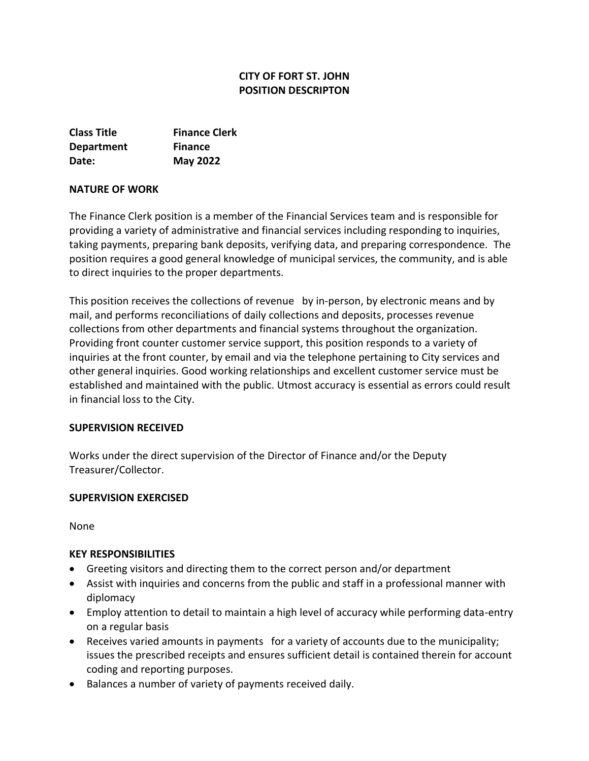**CITY OF FORT ST. JOHN**
**POSITION DESCRIPTON**

| | |
|---|---|
| **Class Title** | **Finance Clerk** |
| **Department** | **Finance** |
| **Date:** | **May 2022** |

## NATURE OF WORK

The Finance Clerk position is a member of the Financial Services team and is responsible for providing a variety of administrative and financial services including responding to inquiries, taking payments, preparing bank deposits, verifying data, and preparing correspondence. The position requires a good general knowledge of municipal services, the community, and is able to direct inquiries to the proper departments.

This position receives the collections of revenue by in-person, by electronic means and by mail, and performs reconciliations of daily collections and deposits, processes revenue collections from other departments and financial systems throughout the organization. Providing front counter customer service support, this position responds to a variety of inquiries at the front counter, by email and via the telephone pertaining to City services and other general inquiries. Good working relationships and excellent customer service must be established and maintained with the public. Utmost accuracy is essential as errors could result in financial loss to the City.

## SUPERVISION RECEIVED

Works under the direct supervision of the Director of Finance and/or the Deputy Treasurer/Collector.

## SUPERVISION EXERCISED

None

## KEY RESPONSIBILITIES

- Greeting visitors and directing them to the correct person and/or department
- Assist with inquiries and concerns from the public and staff in a professional manner with diplomacy
- Employ attention to detail to maintain a high level of accuracy while performing data-entry on a regular basis
- Receives varied amounts in payments for a variety of accounts due to the municipality; issues the prescribed receipts and ensures sufficient detail is contained therein for account coding and reporting purposes.
- Balances a number of variety of payments received daily.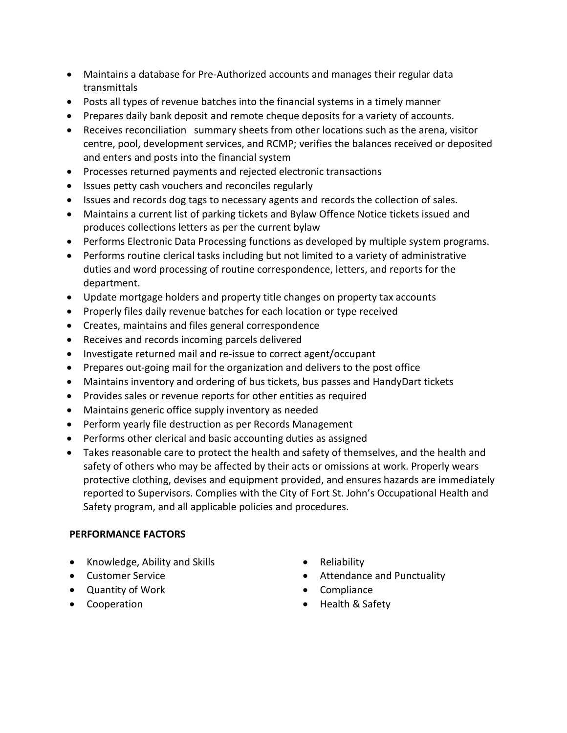- Maintains a database for Pre-Authorized accounts and manages their regular data transmittals
- Posts all types of revenue batches into the financial systems in a timely manner
- Prepares daily bank deposit and remote cheque deposits for a variety of accounts.
- Receives reconciliation summary sheets from other locations such as the arena, visitor centre, pool, development services, and RCMP; verifies the balances received or deposited and enters and posts into the financial system
- Processes returned payments and rejected electronic transactions
- Issues petty cash vouchers and reconciles regularly
- Issues and records dog tags to necessary agents and records the collection of sales.
- Maintains a current list of parking tickets and Bylaw Offence Notice tickets issued and produces collections letters as per the current bylaw
- Performs Electronic Data Processing functions as developed by multiple system programs.
- Performs routine clerical tasks including but not limited to a variety of administrative duties and word processing of routine correspondence, letters, and reports for the department.
- Update mortgage holders and property title changes on property tax accounts
- Properly files daily revenue batches for each location or type received
- Creates, maintains and files general correspondence
- Receives and records incoming parcels delivered
- Investigate returned mail and re-issue to correct agent/occupant
- Prepares out-going mail for the organization and delivers to the post office
- Maintains inventory and ordering of bus tickets, bus passes and HandyDart tickets
- Provides sales or revenue reports for other entities as required
- Maintains generic office supply inventory as needed
- Perform yearly file destruction as per Records Management
- Performs other clerical and basic accounting duties as assigned
- Takes reasonable care to protect the health and safety of themselves, and the health and safety of others who may be affected by their acts or omissions at work. Properly wears protective clothing, devises and equipment provided, and ensures hazards are immediately reported to Supervisors. Complies with the City of Fort St. John's Occupational Health and Safety program, and all applicable policies and procedures.

**PERFORMANCE FACTORS**

- Knowledge, Ability and Skills
- Customer Service
- Quantity of Work
- Cooperation
- Reliability
- Attendance and Punctuality
- Compliance
- Health & Safety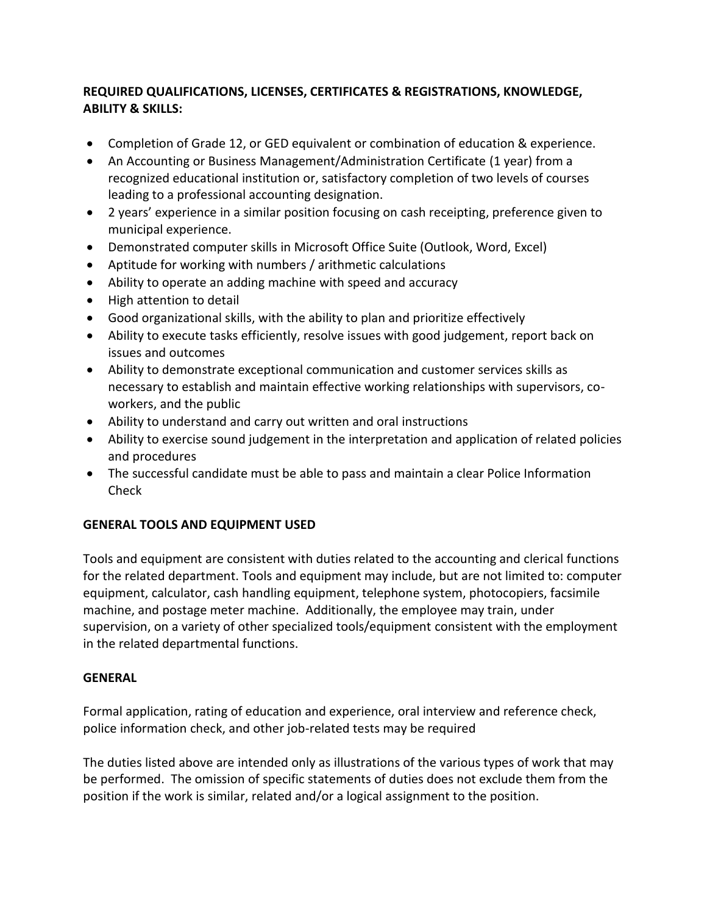**REQUIRED QUALIFICATIONS, LICENSES, CERTIFICATES & REGISTRATIONS, KNOWLEDGE, ABILITY & SKILLS:**

- Completion of Grade 12, or GED equivalent or combination of education & experience.
- An Accounting or Business Management/Administration Certificate (1 year) from a recognized educational institution or, satisfactory completion of two levels of courses leading to a professional accounting designation.
- 2 years' experience in a similar position focusing on cash receipting, preference given to municipal experience.
- Demonstrated computer skills in Microsoft Office Suite (Outlook, Word, Excel)
- Aptitude for working with numbers / arithmetic calculations
- Ability to operate an adding machine with speed and accuracy
- High attention to detail
- Good organizational skills, with the ability to plan and prioritize effectively
- Ability to execute tasks efficiently, resolve issues with good judgement, report back on issues and outcomes
- Ability to demonstrate exceptional communication and customer services skills as necessary to establish and maintain effective working relationships with supervisors, co-workers, and the public
- Ability to understand and carry out written and oral instructions
- Ability to exercise sound judgement in the interpretation and application of related policies and procedures
- The successful candidate must be able to pass and maintain a clear Police Information Check

**GENERAL TOOLS AND EQUIPMENT USED**

Tools and equipment are consistent with duties related to the accounting and clerical functions for the related department. Tools and equipment may include, but are not limited to: computer equipment, calculator, cash handling equipment, telephone system, photocopiers, facsimile machine, and postage meter machine. Additionally, the employee may train, under supervision, on a variety of other specialized tools/equipment consistent with the employment in the related departmental functions.

**GENERAL**

Formal application, rating of education and experience, oral interview and reference check, police information check, and other job-related tests may be required

The duties listed above are intended only as illustrations of the various types of work that may be performed. The omission of specific statements of duties does not exclude them from the position if the work is similar, related and/or a logical assignment to the position.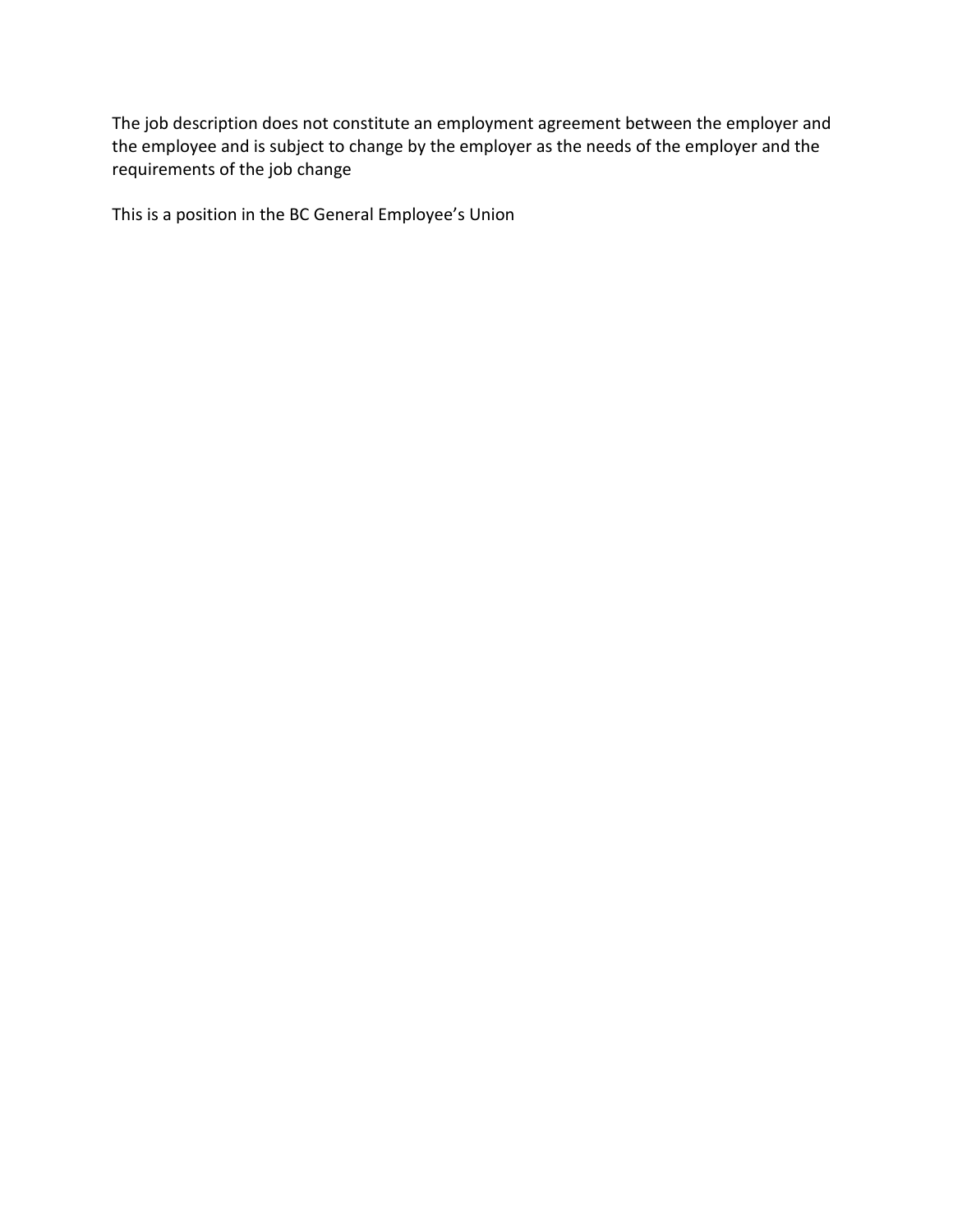The job description does not constitute an employment agreement between the employer and the employee and is subject to change by the employer as the needs of the employer and the requirements of the job change

This is a position in the BC General Employee's Union